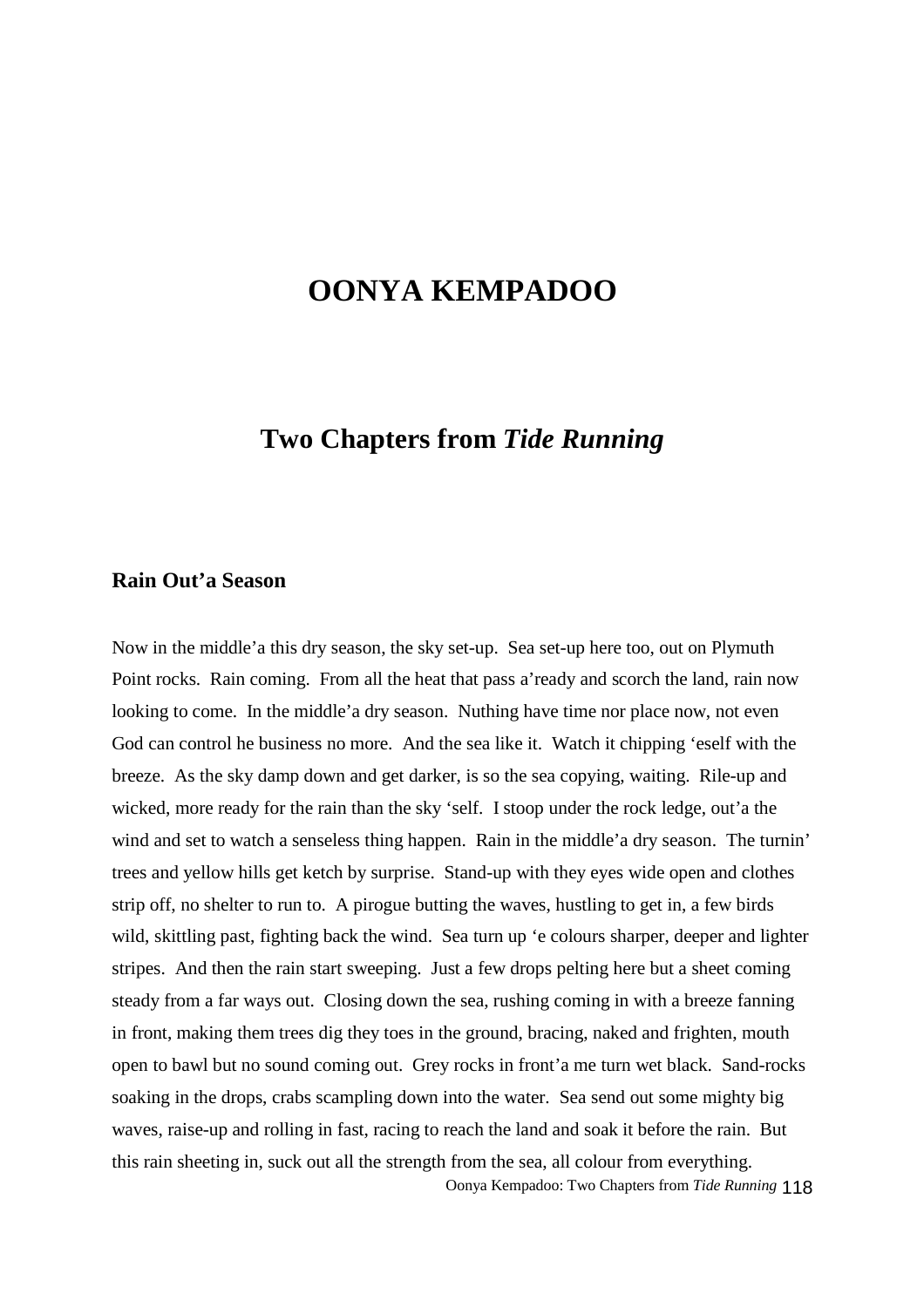# OONYA KEMPADOO

## Two Chapters from *Tide Running*

### Rain Out'a Season

Now in the middle'a this dry season, the sky set-up. Sea set-up here too, out on Plymuth Point rocks. Rain coming. From all the heat that pass a'ready and scorch the land, rain now looking to come. In the middle'a dry season. Nuthing have time nor place now, not even God can control he business no more. And the sea like it. Watch it chipping 'eself with the breeze. As the sky damp down and get darker, is so the sea copying, waiting. Rile-up and wicked, more ready for the rain than the sky 'self. I stoop under the rock ledge, out'a the wind and set to watch a senseless thing happen. Rain in the middle'a dry season. The turnin' trees and yellow hills get ketch by surprise. Stand-up with they eyes wide open and clothes strip off, no shelter to run to. A pirogue butting the waves, hustling to get in, a few birds wild, skittling past, fighting back the wind. Sea turn up 'e colours sharper, deeper and lighter stripes. And then the rain start sweeping. Just a few drops pelting here but a sheet coming steady from a far ways out. Closing down the sea, rushing coming in with a breeze fanning in front, making them trees dig they toes in the ground, bracing, naked and frighten, mouth open to bawl but no sound coming out. Grey rocks in front'a me turn wet black. Sand-rocks soaking in the drops, crabs scampling down into the water. Sea send out some mighty big waves, raise-up and rolling in fast, racing to reach the land and soak it before the rain. But this rain sheeting in, suck out all the strength from the sea, all colour from everything.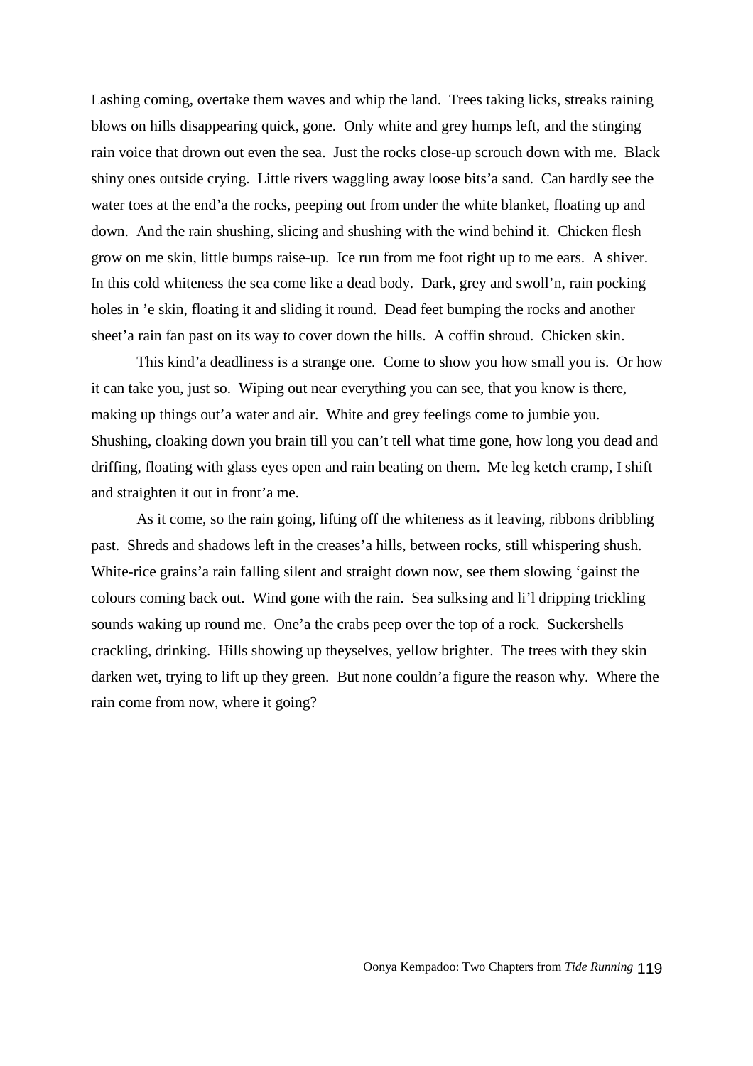Lashing coming, overtake them waves and whip the land. Trees taking licks, streaks raining blows on hills disappearing quick, gone. Only white and grey humps left, and the stinging rain voice that drown out even the sea. Just the rocks close-up scrouch down with me. Black shiny ones outside crying. Little rivers waggling away loose bits'a sand. Can hardly see the water toes at the end'a the rocks, peeping out from under the white blanket, floating up and down. And the rain shushing, slicing and shushing with the wind behind it. Chicken flesh grow on me skin, little bumps raise-up. Ice run from me foot right up to me ears. A shiver. In this cold whiteness the sea come like a dead body. Dark, grey and swoll'n, rain pocking holes in 'e skin, floating it and sliding it round. Dead feet bumping the rocks and another sheet'a rain fan past on its way to cover down the hills. A coffin shroud. Chicken skin.

This kind'a deadliness is a strange one. Come to show you how small you is. Or how it can take you, just so. Wiping out near everything you can see, that you know is there, making up things out'a water and air. White and grey feelings come to jumbie you. Shushing, cloaking down you brain till you can't tell what time gone, how long you dead and driffing, floating with glass eyes open and rain beating on them. Me leg ketch cramp, I shift and straighten it out in front'a me.

As it come, so the rain going, lifting off the whiteness as it leaving, ribbons dribbling past. Shreds and shadows left in the creases'a hills, between rocks, still whispering shush. White-rice grains'a rain falling silent and straight down now, see them slowing 'gainst the colours coming back out. Wind gone with the rain. Sea sulksing and li'l dripping trickling sounds waking up round me. One'a the crabs peep over the top of a rock. Suckershells crackling, drinking. Hills showing up theyselves, yellow brighter. The trees with they skin darken wet, trying to lift up they green. But none couldn'a figure the reason why. Where the rain come from now, where it going?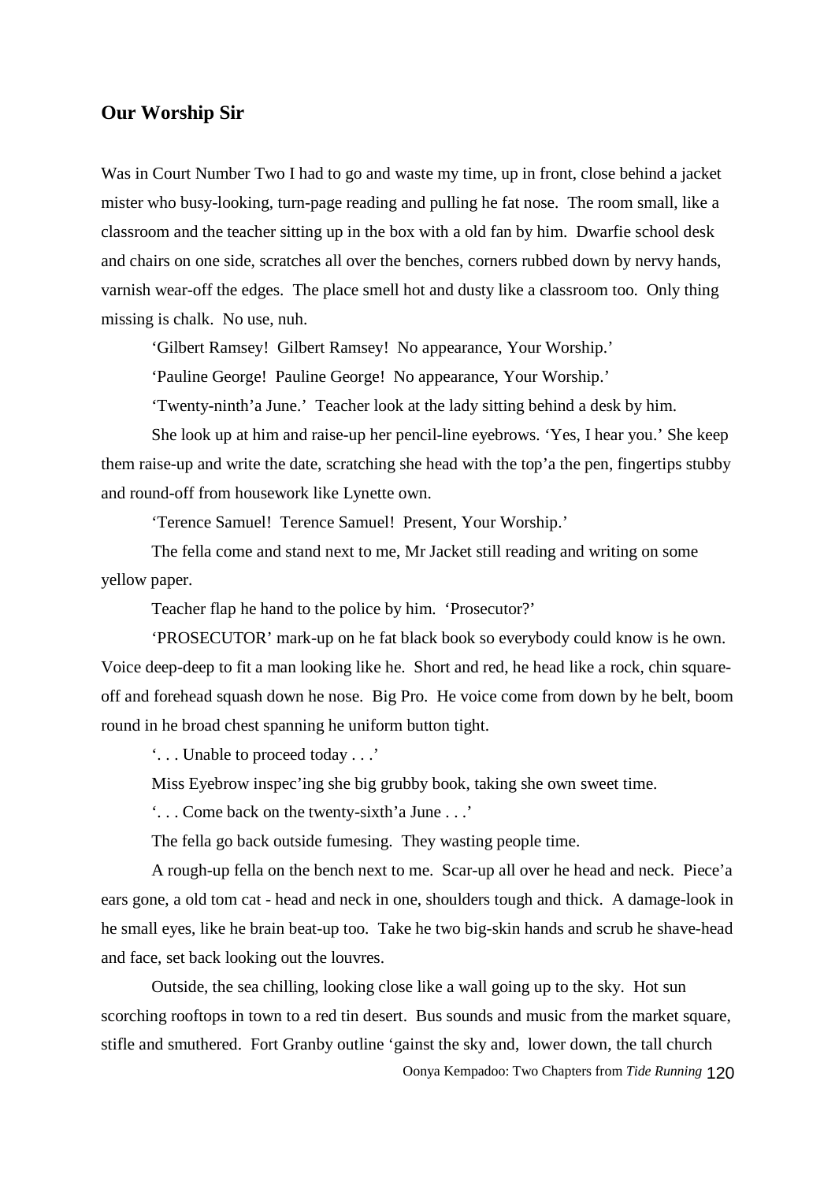## Our Worship Sir

Was in Court Number Two I had to go and waste my time, up in front, close behind a jacket mister who busy-looking, turn-page reading and pulling he fat nose. The room small, like a classroom and the teacher sitting up in the box with a old fan by him. Dwarfie school desk and chairs on one side, scratches all over the benches, corners rubbed down by nervy hands, varnish wear-off the edges. The place smell hot and dusty like a classroom too. Only thing missing is chalk. No use, nuh.

'Gilbert Ramsey! Gilbert Ramsey! No appearance, Your Worship.'

'Pauline George! Pauline George! No appearance, Your Worship.'

'Twenty-ninth'a June.' Teacher look at the lady sitting behind a desk by him.

She look up at him and raise-up her pencil-line eyebrows. 'Yes, I hear you.' She keep them raise-up and write the date, scratching she head with the top'a the pen, fingertips stubby and round-off from housework like Lynette own.

'Terence Samuel! Terence Samuel! Present, Your Worship.'

The fella come and stand next to me, Mr Jacket still reading and writing on some yellow paper.

Teacher flap he hand to the police by him. 'Prosecutor?'

'PROSECUTOR' mark-up on he fat black book so everybody could know is he own. Voice deep-deep to fit a man looking like he. Short and red, he head like a rock, chin square-off and forehead squash down he nose. Big Pro. He voice come from down by he belt, boom round in he broad chest spanning he uniform button tight.

'. . . Unable to proceed today . . .'

Miss Eyebrow inspec'ing she big grubby book, taking she own sweet time.

'. . . Come back on the twenty-sixth'a June . . .'

The fella go back outside fumesing. They wasting people time.

A rough-up fella on the bench next to me. Scar-up all over he head and neck. Piece'a ears gone, a old tom cat - head and neck in one, shoulders tough and thick. A damage-look in he small eyes, like he brain beat-up too. Take he two big-skin hands and scrub he shave-head and face, set back looking out the louvres.

Outside, the sea chilling, looking close like a wall going up to the sky. Hot sun scorching rooftops in town to a red tin desert. Bus sounds and music from the market square, stifle and smuthered. Fort Granby outline 'gainst the sky and, lower down, the tall church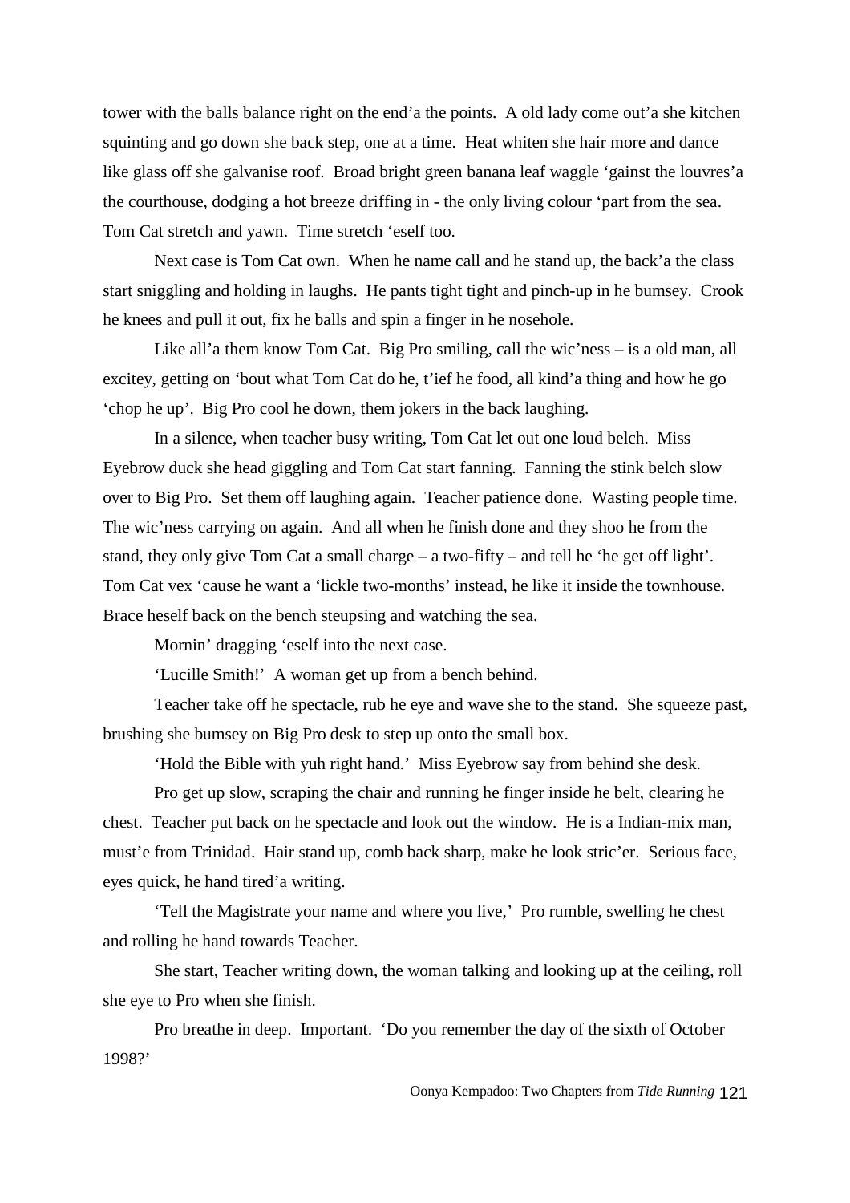tower with the balls balance right on the end'a the points. A old lady come out'a she kitchen squinting and go down she back step, one at a time. Heat whiten she hair more and dance like glass off she galvanise roof. Broad bright green banana leaf waggle 'gainst the louvres'a the courthouse, dodging a hot breeze driffing in - the only living colour 'part from the sea. Tom Cat stretch and yawn. Time stretch 'eself too.

Next case is Tom Cat own. When he name call and he stand up, the back'a the class start sniggling and holding in laughs. He pants tight tight and pinch-up in he bumsey. Crook he knees and pull it out, fix he balls and spin a finger in he nosehole.

Like all'a them know Tom Cat. Big Pro smiling, call the wic'ness – is a old man, all excitey, getting on 'bout what Tom Cat do he, t'ief he food, all kind'a thing and how he go 'chop he up'. Big Pro cool he down, them jokers in the back laughing.

In a silence, when teacher busy writing, Tom Cat let out one loud belch. Miss Eyebrow duck she head giggling and Tom Cat start fanning. Fanning the stink belch slow over to Big Pro. Set them off laughing again. Teacher patience done. Wasting people time. The wic'ness carrying on again. And all when he finish done and they shoo he from the stand, they only give Tom Cat a small charge – a two-fifty – and tell he 'he get off light'. Tom Cat vex 'cause he want a 'lickle two-months' instead, he like it inside the townhouse. Brace heself back on the bench steupsing and watching the sea.

Mornin' dragging 'eself into the next case.

'Lucille Smith!' A woman get up from a bench behind.

Teacher take off he spectacle, rub he eye and wave she to the stand. She squeeze past, brushing she bumsey on Big Pro desk to step up onto the small box.

'Hold the Bible with yuh right hand.' Miss Eyebrow say from behind she desk.

Pro get up slow, scraping the chair and running he finger inside he belt, clearing he chest. Teacher put back on he spectacle and look out the window. He is a Indian-mix man, must'e from Trinidad. Hair stand up, comb back sharp, make he look stric'er. Serious face, eyes quick, he hand tired'a writing.

'Tell the Magistrate your name and where you live,' Pro rumble, swelling he chest and rolling he hand towards Teacher.

She start, Teacher writing down, the woman talking and looking up at the ceiling, roll she eye to Pro when she finish.

Pro breathe in deep. Important. 'Do you remember the day of the sixth of October 1998?'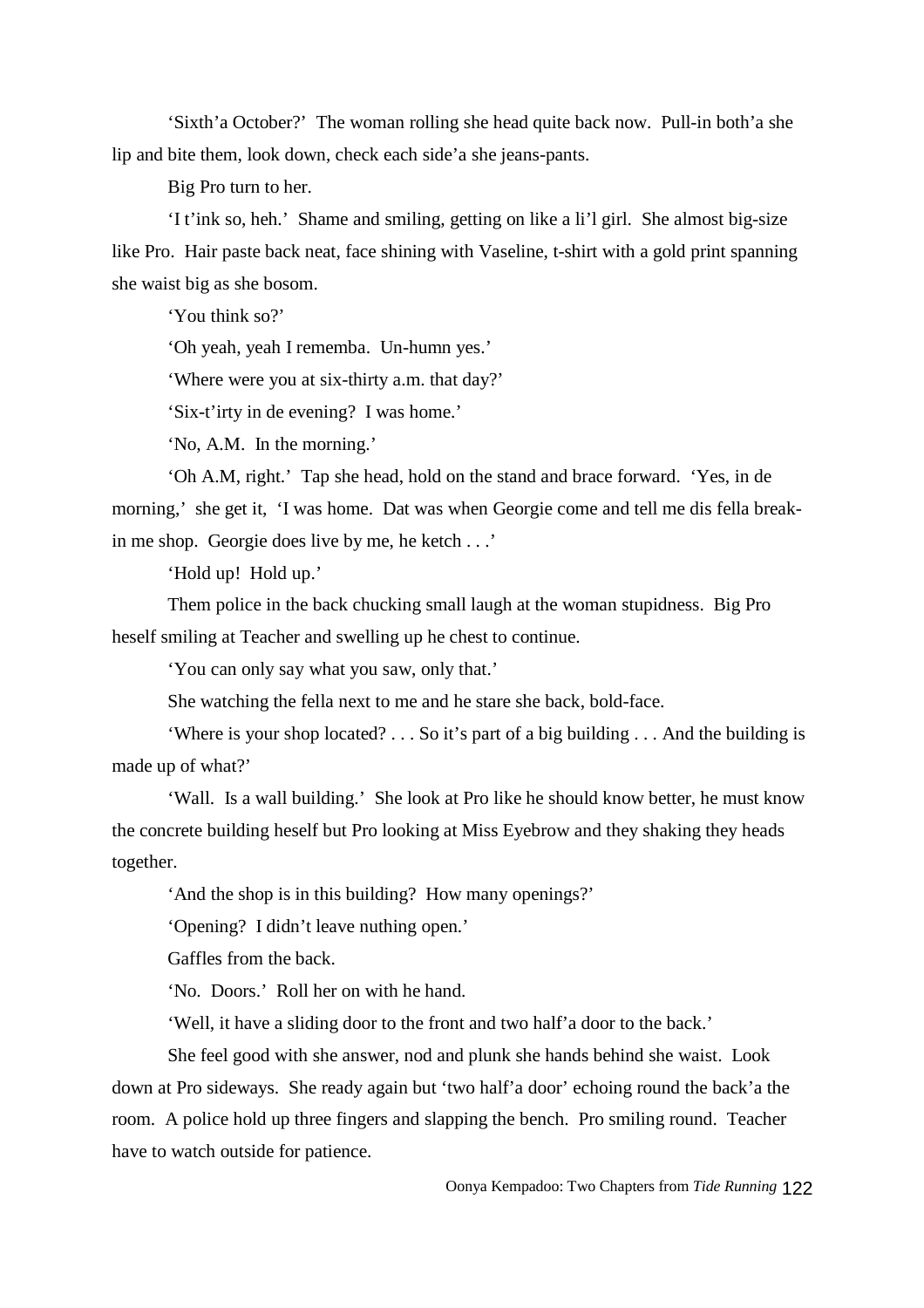'Sixth'a October?' The woman rolling she head quite back now. Pull-in both'a she lip and bite them, look down, check each side'a she jeans-pants.

Big Pro turn to her.

'I t'ink so, heh.' Shame and smiling, getting on like a li'l girl. She almost big-size like Pro. Hair paste back neat, face shining with Vaseline, t-shirt with a gold print spanning she waist big as she bosom.

'You think so?'

'Oh yeah, yeah I rememba. Un-humn yes.'

'Where were you at six-thirty a.m. that day?'

'Six-t'irty in de evening? I was home.'

'No, A.M. In the morning.'

'Oh A.M, right.' Tap she head, hold on the stand and brace forward. 'Yes, in de morning,' she get it, 'I was home. Dat was when Georgie come and tell me dis fella break-in me shop. Georgie does live by me, he ketch . . .'

'Hold up! Hold up.'

Them police in the back chucking small laugh at the woman stupidness. Big Pro heself smiling at Teacher and swelling up he chest to continue.

'You can only say what you saw, only that.'

She watching the fella next to me and he stare she back, bold-face.

'Where is your shop located? . . . So it's part of a big building . . . And the building is made up of what?'

'Wall. Is a wall building.' She look at Pro like he should know better, he must know the concrete building heself but Pro looking at Miss Eyebrow and they shaking they heads together.

'And the shop is in this building? How many openings?'

'Opening? I didn't leave nuthing open.'

Gaffles from the back.

'No. Doors.' Roll her on with he hand.

'Well, it have a sliding door to the front and two half'a door to the back.'

She feel good with she answer, nod and plunk she hands behind she waist. Look down at Pro sideways. She ready again but 'two half'a door' echoing round the back'a the room. A police hold up three fingers and slapping the bench. Pro smiling round. Teacher have to watch outside for patience.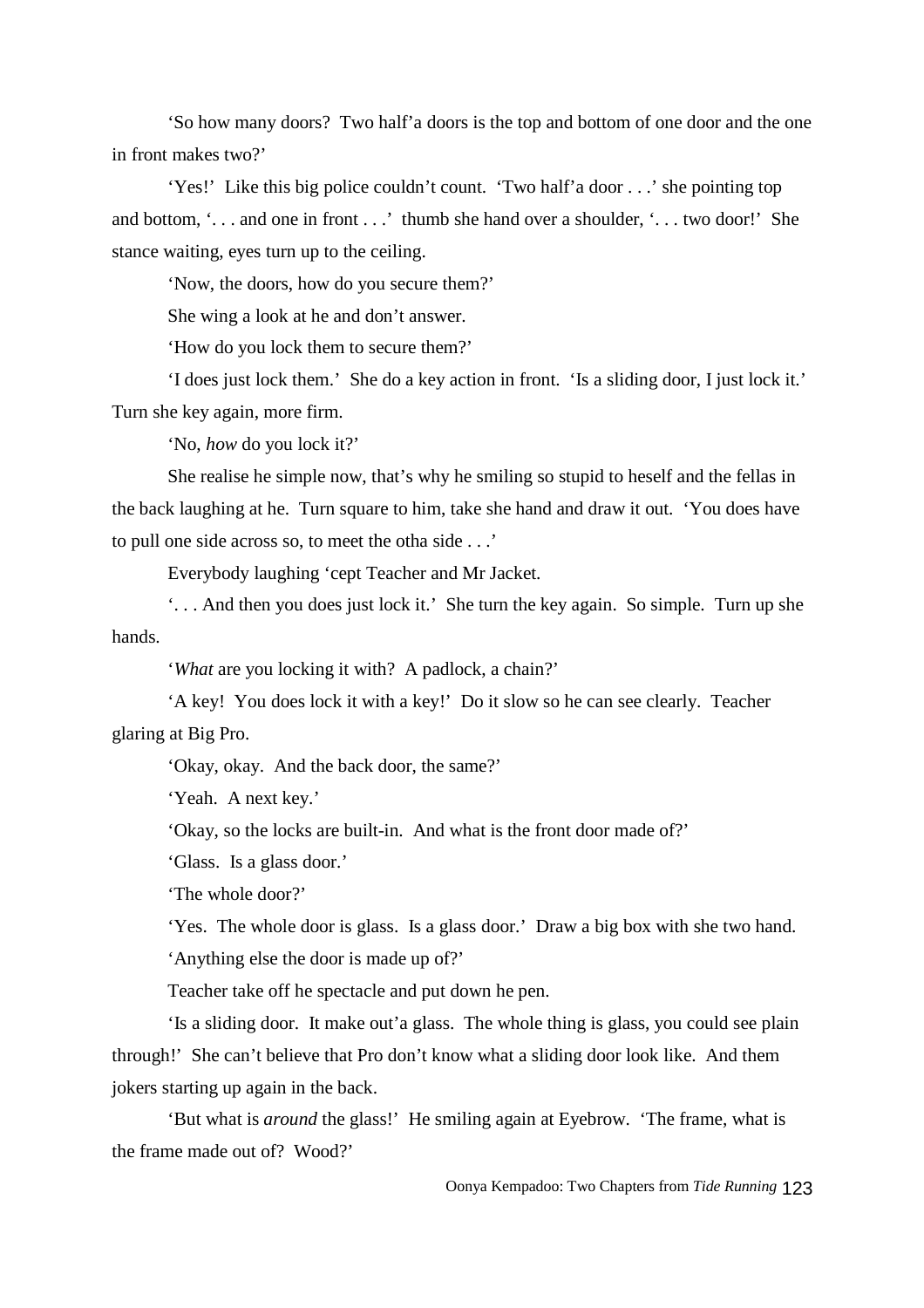'So how many doors? Two half'a doors is the top and bottom of one door and the one in front makes two?'

'Yes!' Like this big police couldn't count. 'Two half'a door . . .' she pointing top and bottom, '. . . and one in front . . .' thumb she hand over a shoulder, '. . . two door!' She stance waiting, eyes turn up to the ceiling.

'Now, the doors, how do you secure them?'

She wing a look at he and don't answer.

'How do you lock them to secure them?'

'I does just lock them.' She do a key action in front. 'Is a sliding door, I just lock it.' Turn she key again, more firm.

'No, *how* do you lock it?'

She realise he simple now, that's why he smiling so stupid to heself and the fellas in the back laughing at he. Turn square to him, take she hand and draw it out. 'You does have to pull one side across so, to meet the otha side . . .'

Everybody laughing 'cept Teacher and Mr Jacket.

'. . . And then you does just lock it.' She turn the key again. So simple. Turn up she hands.

'*What* are you locking it with? A padlock, a chain?'

'A key! You does lock it with a key!' Do it slow so he can see clearly. Teacher glaring at Big Pro.

'Okay, okay. And the back door, the same?'

'Yeah. A next key.'

'Okay, so the locks are built-in. And what is the front door made of?'

'Glass. Is a glass door.'

'The whole door?'

'Yes. The whole door is glass. Is a glass door.' Draw a big box with she two hand.

'Anything else the door is made up of?'

Teacher take off he spectacle and put down he pen.

'Is a sliding door. It make out'a glass. The whole thing is glass, you could see plain through!' She can't believe that Pro don't know what a sliding door look like. And them jokers starting up again in the back.

'But what is *around* the glass!' He smiling again at Eyebrow. 'The frame, what is the frame made out of? Wood?'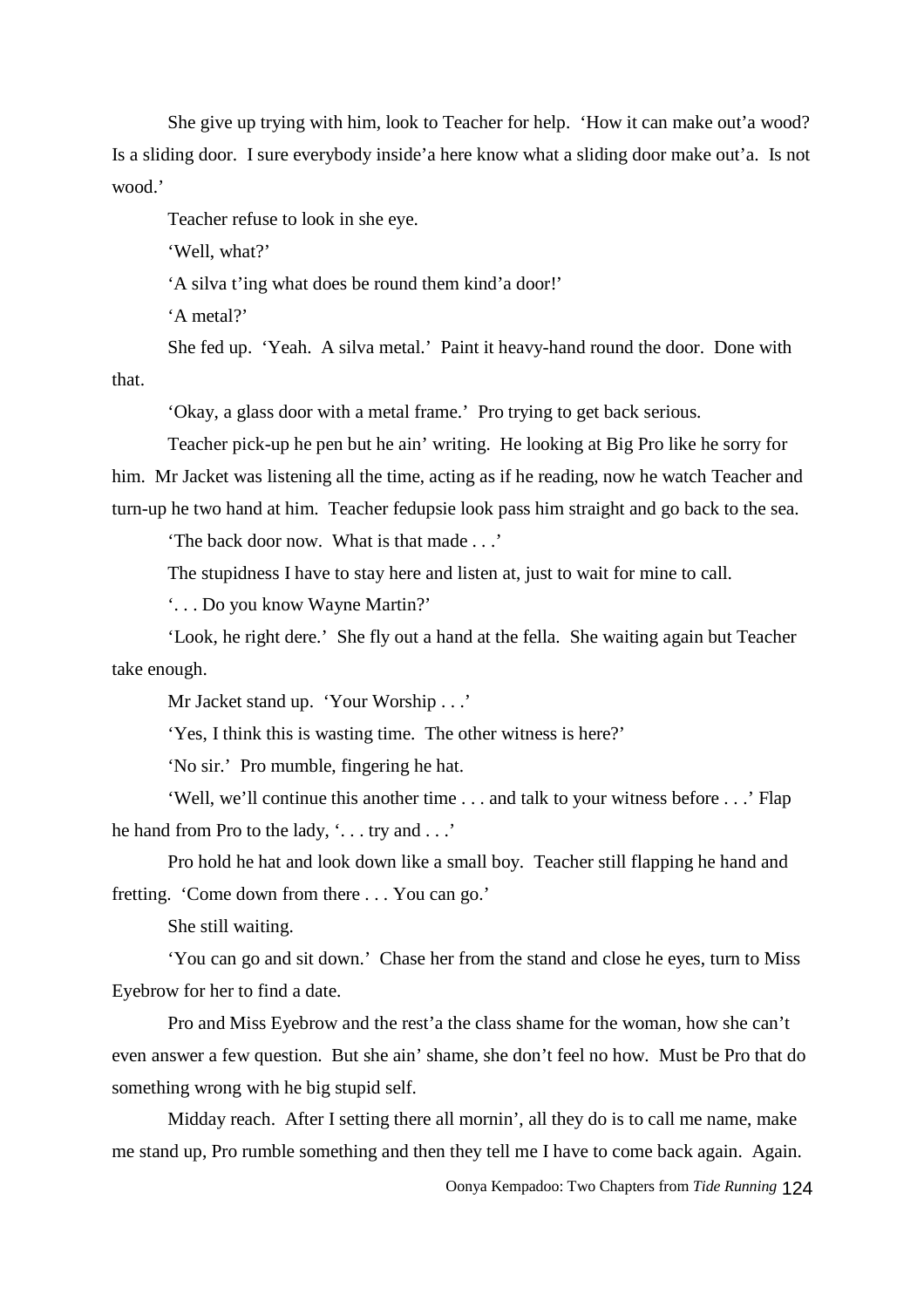She give up trying with him, look to Teacher for help. 'How it can make out'a wood? Is a sliding door. I sure everybody inside'a here know what a sliding door make out'a. Is not wood.'

Teacher refuse to look in she eye.

'Well, what?'

'A silva t'ing what does be round them kind'a door!'

'A metal?'

She fed up. 'Yeah. A silva metal.' Paint it heavy-hand round the door. Done with that.

'Okay, a glass door with a metal frame.' Pro trying to get back serious.

Teacher pick-up he pen but he ain' writing. He looking at Big Pro like he sorry for him. Mr Jacket was listening all the time, acting as if he reading, now he watch Teacher and turn-up he two hand at him. Teacher fedupsie look pass him straight and go back to the sea.

'The back door now. What is that made . . .'

The stupidness I have to stay here and listen at, just to wait for mine to call.

'. . . Do you know Wayne Martin?'

'Look, he right dere.' She fly out a hand at the fella. She waiting again but Teacher take enough.

Mr Jacket stand up. 'Your Worship . . .'

'Yes, I think this is wasting time. The other witness is here?'

'No sir.' Pro mumble, fingering he hat.

'Well, we'll continue this another time . . . and talk to your witness before . . .' Flap he hand from Pro to the lady, '. . . try and . . .'

Pro hold he hat and look down like a small boy. Teacher still flapping he hand and fretting. 'Come down from there . . . You can go.'

She still waiting.

'You can go and sit down.' Chase her from the stand and close he eyes, turn to Miss Eyebrow for her to find a date.

Pro and Miss Eyebrow and the rest'a the class shame for the woman, how she can't even answer a few question. But she ain' shame, she don't feel no how. Must be Pro that do something wrong with he big stupid self.

Midday reach. After I setting there all mornin', all they do is to call me name, make me stand up, Pro rumble something and then they tell me I have to come back again. Again.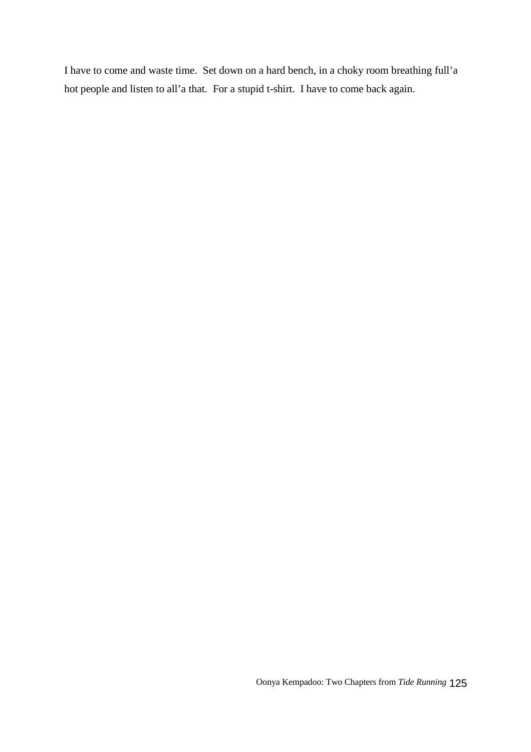I have to come and waste time.  Set down on a hard bench, in a choky room breathing full'a hot people and listen to all'a that.  For a stupid t-shirt.  I have to come back again.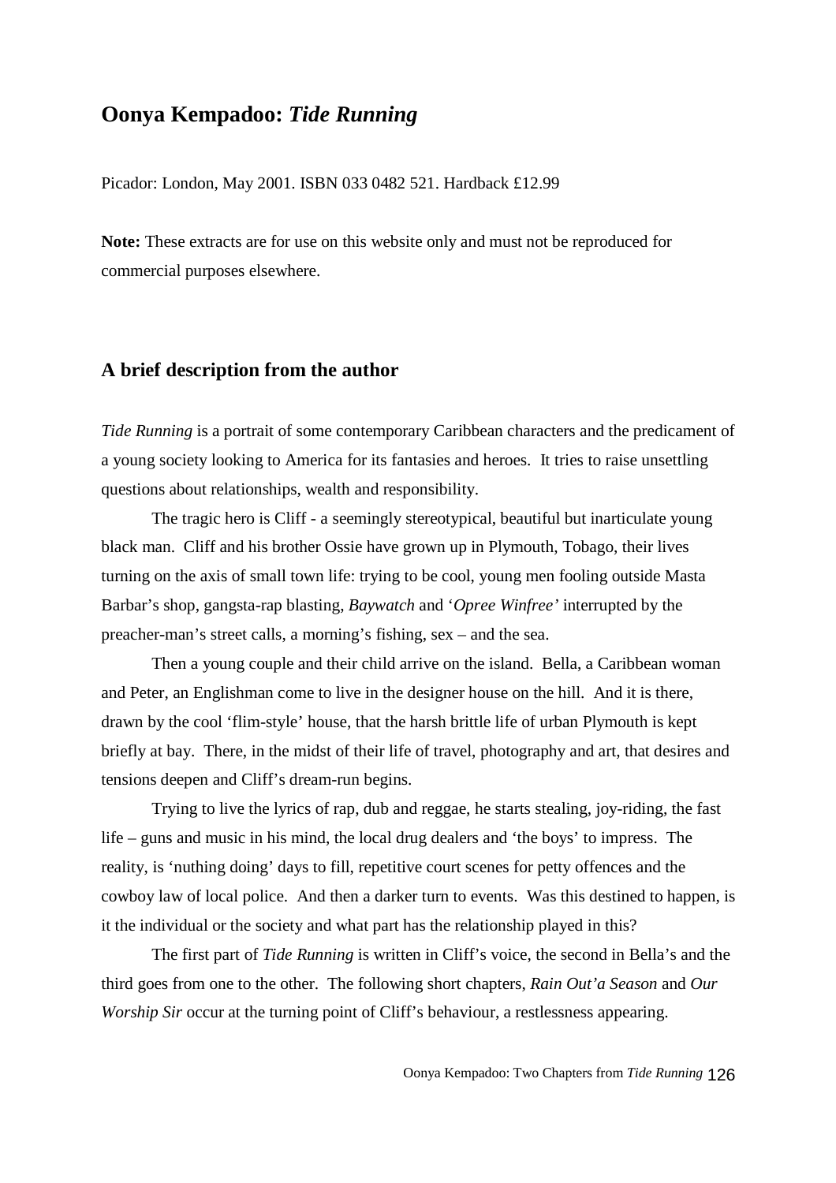# Oonya Kempadoo: *Tide Running*

Picador: London, May 2001. ISBN 033 0482 521. Hardback £12.99

**Note:** These extracts are for use on this website only and must not be reproduced for commercial purposes elsewhere.

## A brief description from the author

*Tide Running* is a portrait of some contemporary Caribbean characters and the predicament of a young society looking to America for its fantasies and heroes. It tries to raise unsettling questions about relationships, wealth and responsibility.

The tragic hero is Cliff - a seemingly stereotypical, beautiful but inarticulate young black man. Cliff and his brother Ossie have grown up in Plymouth, Tobago, their lives turning on the axis of small town life: trying to be cool, young men fooling outside Masta Barbar's shop, gangsta-rap blasting, *Baywatch* and '*Opree Winfree'* interrupted by the preacher-man's street calls, a morning's fishing, sex – and the sea.

Then a young couple and their child arrive on the island. Bella, a Caribbean woman and Peter, an Englishman come to live in the designer house on the hill. And it is there, drawn by the cool 'flim-style' house, that the harsh brittle life of urban Plymouth is kept briefly at bay. There, in the midst of their life of travel, photography and art, that desires and tensions deepen and Cliff's dream-run begins.

Trying to live the lyrics of rap, dub and reggae, he starts stealing, joy-riding, the fast life – guns and music in his mind, the local drug dealers and 'the boys' to impress. The reality, is 'nuthing doing' days to fill, repetitive court scenes for petty offences and the cowboy law of local police. And then a darker turn to events. Was this destined to happen, is it the individual or the society and what part has the relationship played in this?

The first part of *Tide Running* is written in Cliff's voice, the second in Bella's and the third goes from one to the other. The following short chapters, *Rain Out'a Season* and *Our Worship Sir* occur at the turning point of Cliff's behaviour, a restlessness appearing.